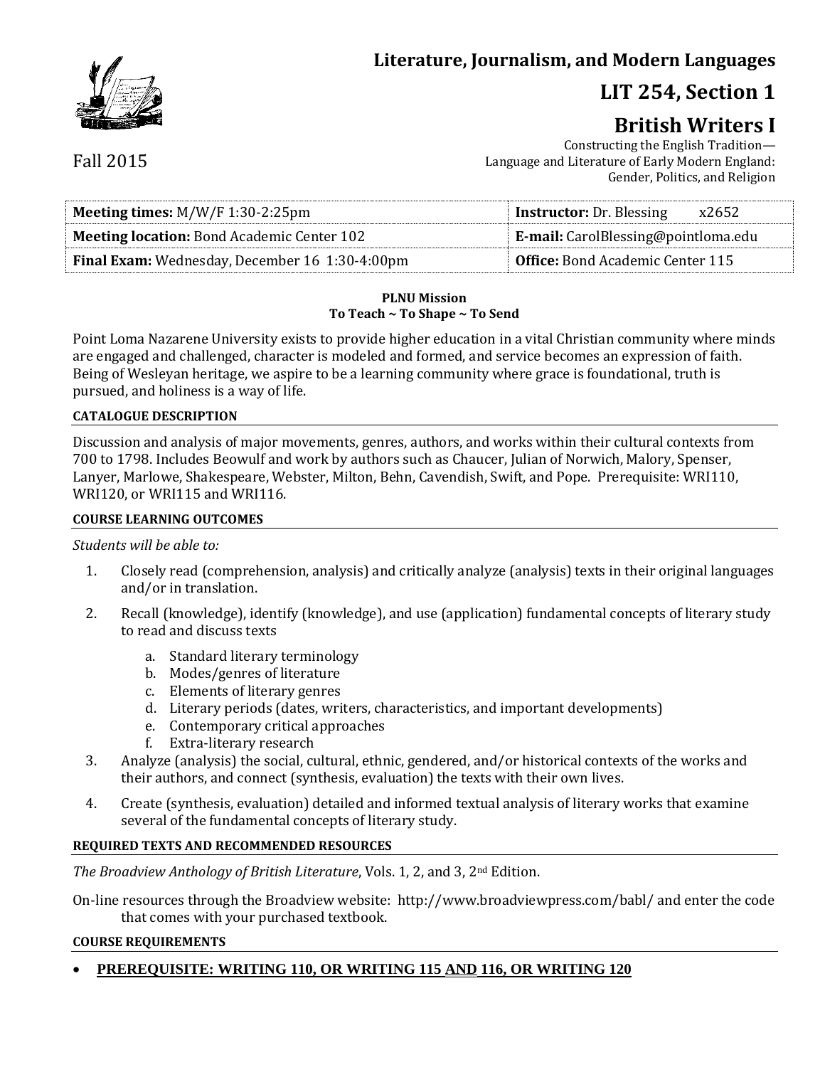# Literature, Journalism, and Modern Languages

## LIT 254, Section 1

## British Writers I

Constructing the English Tradition—
Language and Literature of Early Modern England:
Gender, Politics, and Religion

Fall 2015

| **Meeting times:** M/W/F 1:30-2:25pm | **Instructor:** Dr. Blessing x2652 |
|---|---|
| **Meeting location:** Bond Academic Center 102 | **E-mail:** CarolBlessing@pointloma.edu |
| **Final Exam:** Wednesday, December 16 1:30-4:00pm | **Office:** Bond Academic Center 115 |

**PLNU Mission**
**To Teach ~ To Shape ~ To Send**

Point Loma Nazarene University exists to provide higher education in a vital Christian community where minds are engaged and challenged, character is modeled and formed, and service becomes an expression of faith. Being of Wesleyan heritage, we aspire to be a learning community where grace is foundational, truth is pursued, and holiness is a way of life.

#### CATALOGUE DESCRIPTION

Discussion and analysis of major movements, genres, authors, and works within their cultural contexts from 700 to 1798. Includes Beowulf and work by authors such as Chaucer, Julian of Norwich, Malory, Spenser, Lanyer, Marlowe, Shakespeare, Webster, Milton, Behn, Cavendish, Swift, and Pope. Prerequisite: WRI110, WRI120, or WRI115 and WRI116.

#### COURSE LEARNING OUTCOMES

*Students will be able to:*

1. Closely read (comprehension, analysis) and critically analyze (analysis) texts in their original languages and/or in translation.
2. Recall (knowledge), identify (knowledge), and use (application) fundamental concepts of literary study to read and discuss texts
    a. Standard literary terminology
    b. Modes/genres of literature
    c. Elements of literary genres
    d. Literary periods (dates, writers, characteristics, and important developments)
    e. Contemporary critical approaches
    f. Extra-literary research
3. Analyze (analysis) the social, cultural, ethnic, gendered, and/or historical contexts of the works and their authors, and connect (synthesis, evaluation) the texts with their own lives.
4. Create (synthesis, evaluation) detailed and informed textual analysis of literary works that examine several of the fundamental concepts of literary study.

#### REQUIRED TEXTS AND RECOMMENDED RESOURCES

*The Broadview Anthology of British Literature*, Vols. 1, 2, and 3, 2nd Edition.

On-line resources through the Broadview website: http://www.broadviewpress.com/babl/ and enter the code that comes with your purchased textbook.

#### COURSE REQUIREMENTS

- **PREREQUISITE: WRITING 110, OR WRITING 115 AND 116, OR WRITING 120**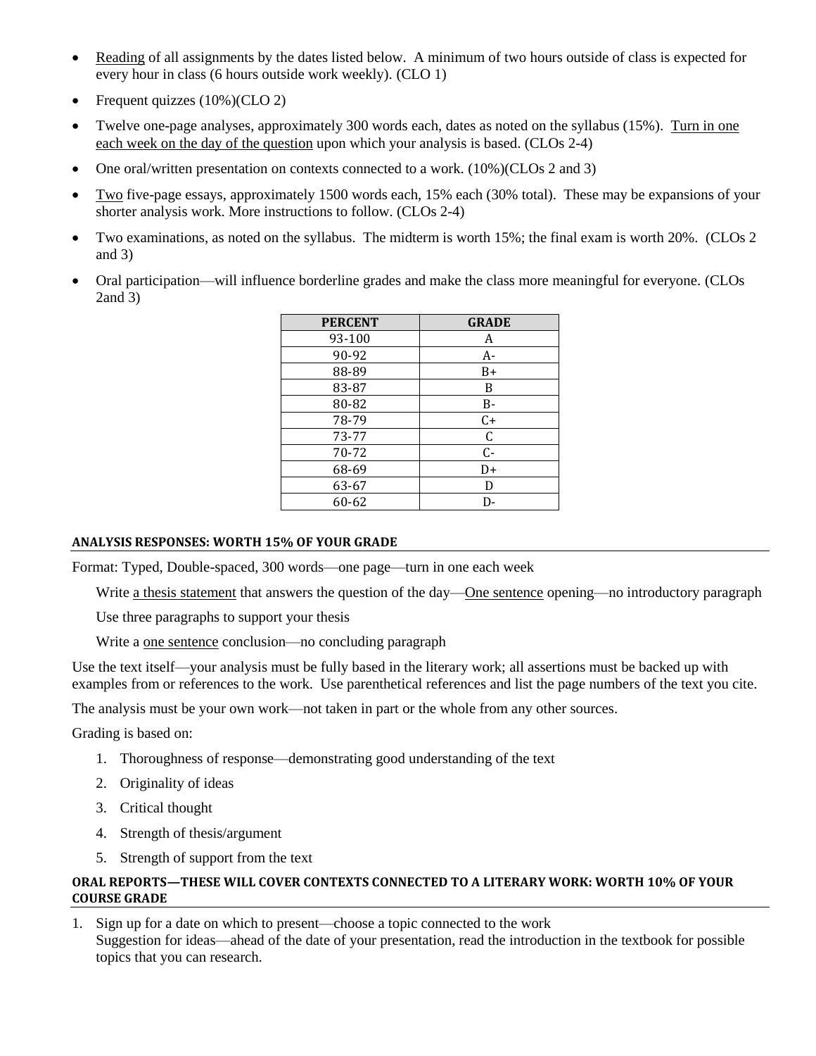- <u>Reading</u> of all assignments by the dates listed below. A minimum of two hours outside of class is expected for every hour in class (6 hours outside work weekly). (CLO 1)
- Frequent quizzes (10%)(CLO 2)
- Twelve one-page analyses, approximately 300 words each, dates as noted on the syllabus (15%). <u>Turn in one each week on the day of the question</u> upon which your analysis is based. (CLOs 2-4)
- One oral/written presentation on contexts connected to a work. (10%)(CLOs 2 and 3)
- <u>Two</u> five-page essays, approximately 1500 words each, 15% each (30% total). These may be expansions of your shorter analysis work. More instructions to follow. (CLOs 2-4)
- Two examinations, as noted on the syllabus. The midterm is worth 15%; the final exam is worth 20%. (CLOs 2 and 3)
- Oral participation—will influence borderline grades and make the class more meaningful for everyone. (CLOs 2and 3)

| PERCENT | GRADE |
|---|---|
| 93-100 | A |
| 90-92 | A- |
| 88-89 | B+ |
| 83-87 | B |
| 80-82 | B- |
| 78-79 | C+ |
| 73-77 | C |
| 70-72 | C- |
| 68-69 | D+ |
| 63-67 | D |
| 60-62 | D- |

## ANALYSIS RESPONSES: WORTH 15% OF YOUR GRADE

Format: Typed, Double-spaced, 300 words—one page—turn in one each week

Write <u>a thesis statement</u> that answers the question of the day—<u>One sentence</u> opening—no introductory paragraph

Use three paragraphs to support your thesis

Write a <u>one sentence</u> conclusion—no concluding paragraph

Use the text itself—your analysis must be fully based in the literary work; all assertions must be backed up with examples from or references to the work. Use parenthetical references and list the page numbers of the text you cite.

The analysis must be your own work—not taken in part or the whole from any other sources.

Grading is based on:

1. Thoroughness of response—demonstrating good understanding of the text
2. Originality of ideas
3. Critical thought
4. Strength of thesis/argument
5. Strength of support from the text

## ORAL REPORTS—THESE WILL COVER CONTEXTS CONNECTED TO A LITERARY WORK: WORTH 10% OF YOUR COURSE GRADE

1. Sign up for a date on which to present—choose a topic connected to the work
   Suggestion for ideas—ahead of the date of your presentation, read the introduction in the textbook for possible topics that you can research.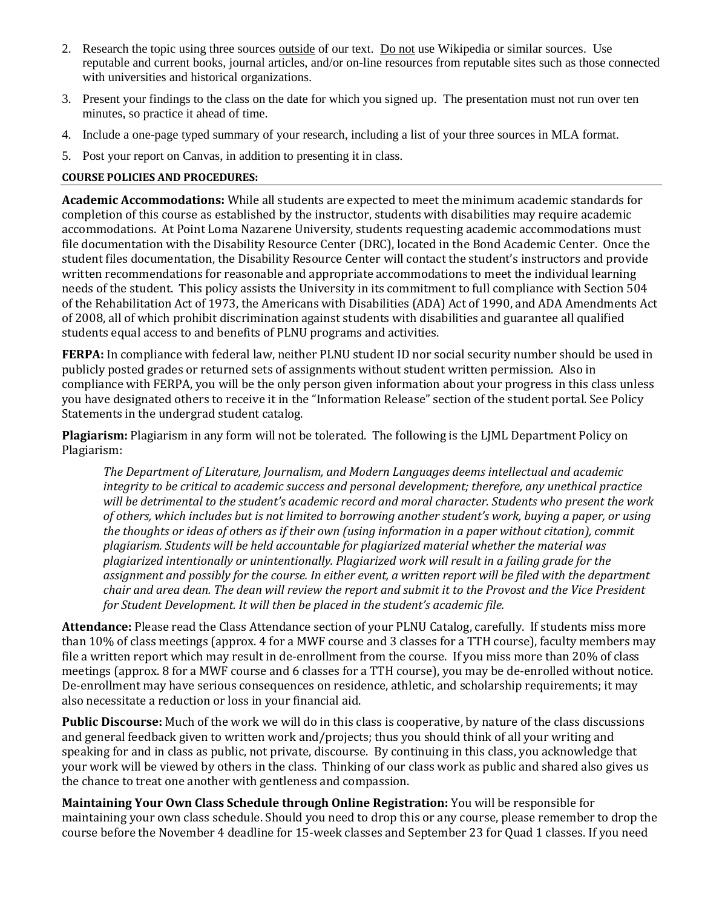2. Research the topic using three sources <u>outside</u> of our text. <u>Do not</u> use Wikipedia or similar sources. Use reputable and current books, journal articles, and/or on-line resources from reputable sites such as those connected with universities and historical organizations.
3. Present your findings to the class on the date for which you signed up. The presentation must not run over ten minutes, so practice it ahead of time.
4. Include a one-page typed summary of your research, including a list of your three sources in MLA format.
5. Post your report on Canvas, in addition to presenting it in class.

## COURSE POLICIES AND PROCEDURES:

**Academic Accommodations:** While all students are expected to meet the minimum academic standards for completion of this course as established by the instructor, students with disabilities may require academic accommodations. At Point Loma Nazarene University, students requesting academic accommodations must file documentation with the Disability Resource Center (DRC), located in the Bond Academic Center. Once the student files documentation, the Disability Resource Center will contact the student's instructors and provide written recommendations for reasonable and appropriate accommodations to meet the individual learning needs of the student. This policy assists the University in its commitment to full compliance with Section 504 of the Rehabilitation Act of 1973, the Americans with Disabilities (ADA) Act of 1990, and ADA Amendments Act of 2008, all of which prohibit discrimination against students with disabilities and guarantee all qualified students equal access to and benefits of PLNU programs and activities.

**FERPA:** In compliance with federal law, neither PLNU student ID nor social security number should be used in publicly posted grades or returned sets of assignments without student written permission. Also in compliance with FERPA, you will be the only person given information about your progress in this class unless you have designated others to receive it in the "Information Release" section of the student portal. See Policy Statements in the undergrad student catalog.

**Plagiarism:** Plagiarism in any form will not be tolerated. The following is the LJML Department Policy on Plagiarism:

> *The Department of Literature, Journalism, and Modern Languages deems intellectual and academic integrity to be critical to academic success and personal development; therefore, any unethical practice will be detrimental to the student's academic record and moral character. Students who present the work of others, which includes but is not limited to borrowing another student's work, buying a paper, or using the thoughts or ideas of others as if their own (using information in a paper without citation), commit plagiarism. Students will be held accountable for plagiarized material whether the material was plagiarized intentionally or unintentionally. Plagiarized work will result in a failing grade for the assignment and possibly for the course. In either event, a written report will be filed with the department chair and area dean. The dean will review the report and submit it to the Provost and the Vice President for Student Development. It will then be placed in the student's academic file.*

**Attendance:** Please read the Class Attendance section of your PLNU Catalog, carefully. If students miss more than 10% of class meetings (approx. 4 for a MWF course and 3 classes for a TTH course), faculty members may file a written report which may result in de-enrollment from the course. If you miss more than 20% of class meetings (approx. 8 for a MWF course and 6 classes for a TTH course), you may be de-enrolled without notice. De-enrollment may have serious consequences on residence, athletic, and scholarship requirements; it may also necessitate a reduction or loss in your financial aid.

**Public Discourse:** Much of the work we will do in this class is cooperative, by nature of the class discussions and general feedback given to written work and/projects; thus you should think of all your writing and speaking for and in class as public, not private, discourse. By continuing in this class, you acknowledge that your work will be viewed by others in the class. Thinking of our class work as public and shared also gives us the chance to treat one another with gentleness and compassion.

**Maintaining Your Own Class Schedule through Online Registration:** You will be responsible for maintaining your own class schedule. Should you need to drop this or any course, please remember to drop the course before the November 4 deadline for 15-week classes and September 23 for Quad 1 classes. If you need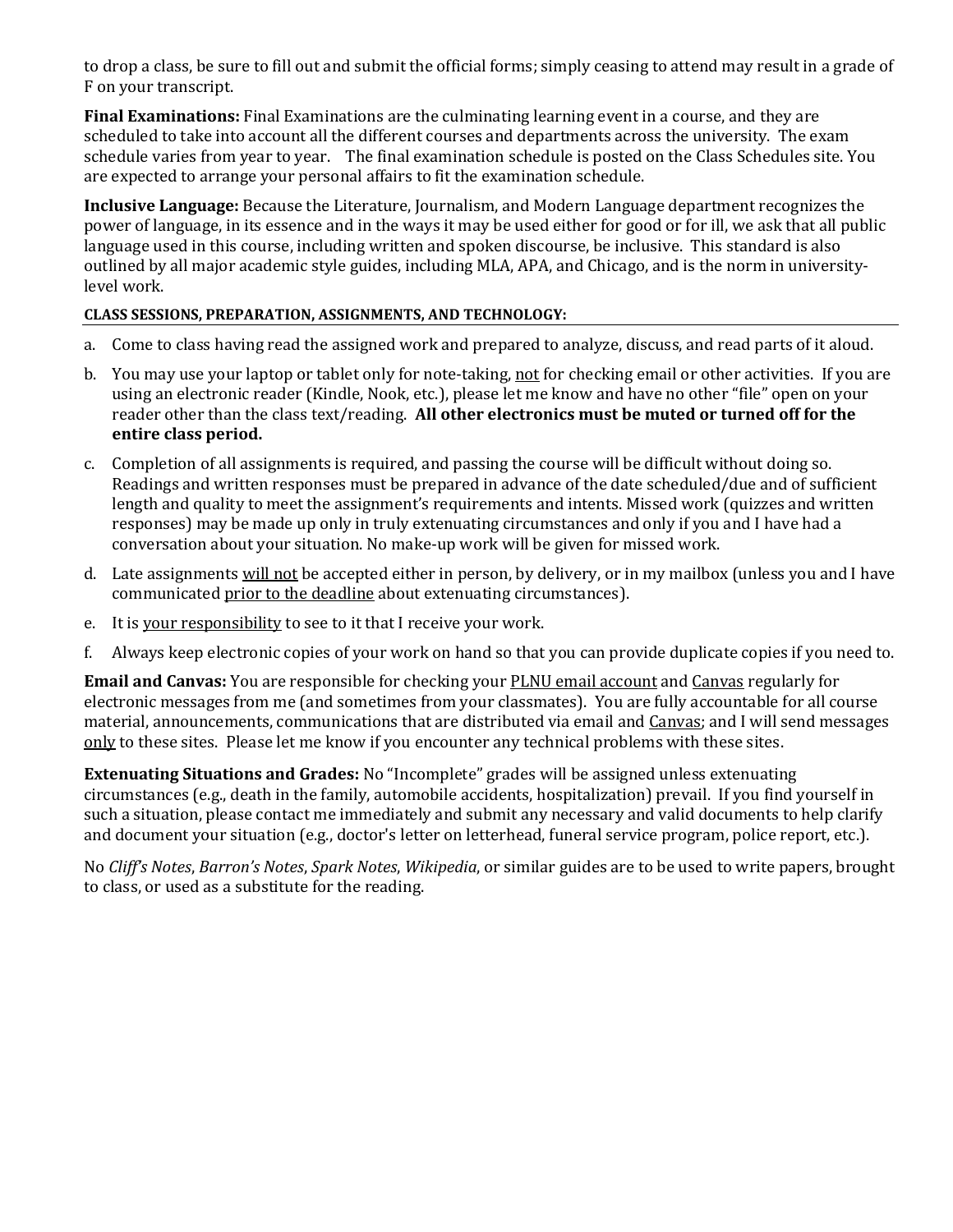to drop a class, be sure to fill out and submit the official forms; simply ceasing to attend may result in a grade of F on your transcript.

**Final Examinations:** Final Examinations are the culminating learning event in a course, and they are scheduled to take into account all the different courses and departments across the university. The exam schedule varies from year to year. The final examination schedule is posted on the Class Schedules site. You are expected to arrange your personal affairs to fit the examination schedule.

**Inclusive Language:** Because the Literature, Journalism, and Modern Language department recognizes the power of language, in its essence and in the ways it may be used either for good or for ill, we ask that all public language used in this course, including written and spoken discourse, be inclusive. This standard is also outlined by all major academic style guides, including MLA, APA, and Chicago, and is the norm in university-level work.

**CLASS SESSIONS, PREPARATION, ASSIGNMENTS, AND TECHNOLOGY:**

a. Come to class having read the assigned work and prepared to analyze, discuss, and read parts of it aloud.

b. You may use your laptop or tablet only for note-taking, <u>not</u> for checking email or other activities. If you are using an electronic reader (Kindle, Nook, etc.), please let me know and have no other "file" open on your reader other than the class text/reading. **All other electronics must be muted or turned off for the entire class period.**

c. Completion of all assignments is required, and passing the course will be difficult without doing so. Readings and written responses must be prepared in advance of the date scheduled/due and of sufficient length and quality to meet the assignment's requirements and intents. Missed work (quizzes and written responses) may be made up only in truly extenuating circumstances and only if you and I have had a conversation about your situation. No make-up work will be given for missed work.

d. Late assignments <u>will not</u> be accepted either in person, by delivery, or in my mailbox (unless you and I have communicated <u>prior to the deadline</u> about extenuating circumstances).

e. It is <u>your responsibility</u> to see to it that I receive your work.

f. Always keep electronic copies of your work on hand so that you can provide duplicate copies if you need to.

**Email and Canvas:** You are responsible for checking your <u>PLNU email account</u> and <u>Canvas</u> regularly for electronic messages from me (and sometimes from your classmates). You are fully accountable for all course material, announcements, communications that are distributed via email and <u>Canvas</u>; and I will send messages <u>only</u> to these sites. Please let me know if you encounter any technical problems with these sites.

**Extenuating Situations and Grades:** No "Incomplete" grades will be assigned unless extenuating circumstances (e.g., death in the family, automobile accidents, hospitalization) prevail. If you find yourself in such a situation, please contact me immediately and submit any necessary and valid documents to help clarify and document your situation (e.g., doctor's letter on letterhead, funeral service program, police report, etc.).

No *Cliff's Notes*, *Barron's Notes*, *Spark Notes*, *Wikipedia*, or similar guides are to be used to write papers, brought to class, or used as a substitute for the reading.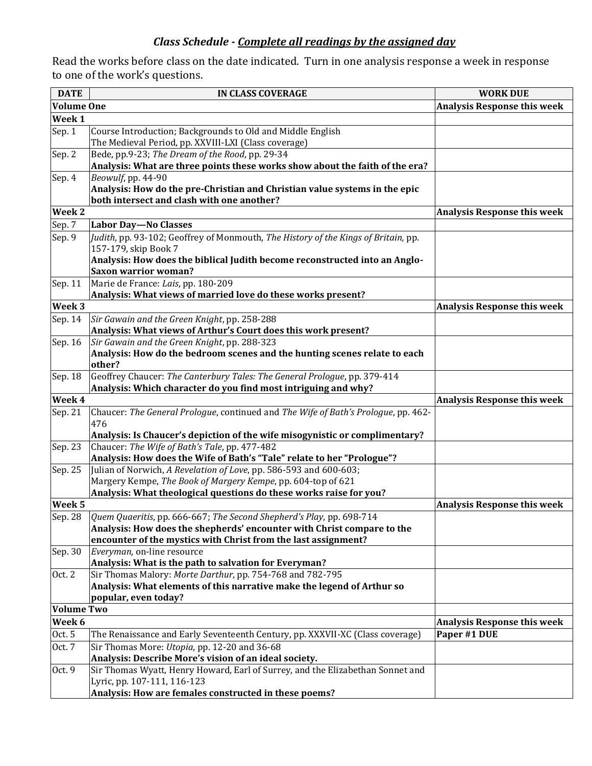### *Class Schedule - <u>Complete all readings by the assigned day</u>*

Read the works before class on the date indicated. Turn in one analysis response a week in response to one of the work's questions.

| DATE | IN CLASS COVERAGE | WORK DUE |
|---|---|---|
| **Volume One** | | **Analysis Response this week** |
| **Week 1** | | |
| Sep. 1 | Course Introduction; Backgrounds to Old and Middle English<br>The Medieval Period, pp. XXVIII-LXI (Class coverage) | |
| Sep. 2 | Bede, pp.9-23; *The Dream of the Rood*, pp. 29-34<br>**Analysis: What are three points these works show about the faith of the era?** | |
| Sep. 4 | *Beowulf*, pp. 44-90<br>**Analysis: How do the pre-Christian and Christian value systems in the epic both intersect and clash with one another?** | |
| **Week 2** | | **Analysis Response this week** |
| Sep. 7 | **Labor Day—No Classes** | |
| Sep. 9 | *Judith*, pp. 93-102; Geoffrey of Monmouth, *The History of the Kings of Britain,* pp. 157-179, skip Book 7<br>**Analysis: How does the biblical Judith become reconstructed into an Anglo-Saxon warrior woman?** | |
| Sep. 11 | Marie de France: *Lais*, pp. 180-209<br>**Analysis: What views of married love do these works present?** | |
| **Week 3** | | **Analysis Response this week** |
| Sep. 14 | *Sir Gawain and the Green Knight*, pp. 258-288<br>**Analysis: What views of Arthur's Court does this work present?** | |
| Sep. 16 | *Sir Gawain and the Green Knight*, pp. 288-323<br>**Analysis: How do the bedroom scenes and the hunting scenes relate to each other?** | |
| Sep. 18 | Geoffrey Chaucer: *The Canterbury Tales: The General Prologue*, pp. 379-414<br>**Analysis: Which character do you find most intriguing and why?** | |
| **Week 4** | | **Analysis Response this week** |
| Sep. 21 | Chaucer: *The General Prologue*, continued and *The Wife of Bath's Prologue*, pp. 462-476<br>**Analysis: Is Chaucer's depiction of the wife misogynistic or complimentary?** | |
| Sep. 23 | Chaucer: *The Wife of Bath's Tale*, pp. 477-482<br>**Analysis: How does the Wife of Bath's "Tale" relate to her "Prologue"?** | |
| Sep. 25 | Julian of Norwich, *A Revelation of Love*, pp. 586-593 and 600-603;<br>Margery Kempe, *The Book of Margery Kempe*, pp. 604-top of 621<br>**Analysis: What theological questions do these works raise for you?** | |
| **Week 5** | | **Analysis Response this week** |
| Sep. 28 | *Quem Quaeritis*, pp. 666-667; *The Second Shepherd's Play*, pp. 698-714<br>**Analysis: How does the shepherds' encounter with Christ compare to the encounter of the mystics with Christ from the last assignment?** | |
| Sep. 30 | *Everyman*, on-line resource<br>**Analysis: What is the path to salvation for Everyman?** | |
| Oct. 2 | Sir Thomas Malory: *Morte Darthur*, pp. 754-768 and 782-795<br>**Analysis: What elements of this narrative make the legend of Arthur so popular, even today?** | |
| **Volume Two** | | |
| **Week 6** | | **Analysis Response this week** |
| Oct. 5 | The Renaissance and Early Seventeenth Century, pp. XXXVII-XC (Class coverage) | **Paper #1 DUE** |
| Oct. 7 | Sir Thomas More: *Utopia*, pp. 12-20 and 36-68<br>**Analysis: Describe More's vision of an ideal society.** | |
| Oct. 9 | Sir Thomas Wyatt, Henry Howard, Earl of Surrey, and the Elizabethan Sonnet and Lyric, pp. 107-111, 116-123<br>**Analysis: How are females constructed in these poems?** | |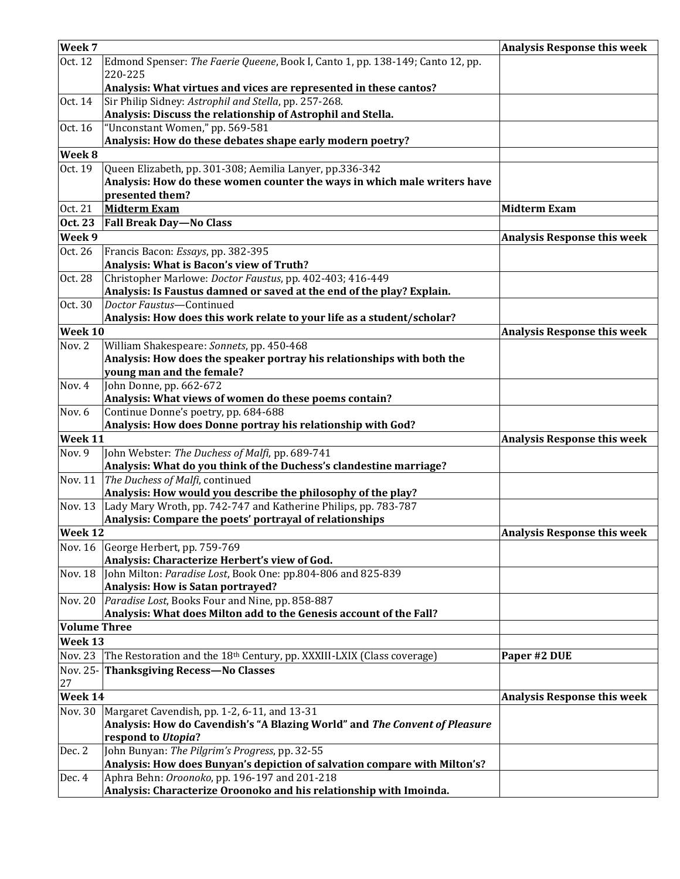| Week 7 | | Analysis Response this week |
|---|---|---|
| Oct. 12 | Edmond Spenser: *The Faerie Queene*, Book I, Canto 1, pp. 138-149; Canto 12, pp. 220-225<br>**Analysis: What virtues and vices are represented in these cantos?** | |
| Oct. 14 | Sir Philip Sidney: *Astrophil and Stella*, pp. 257-268.<br>**Analysis: Discuss the relationship of Astrophil and Stella.** | |
| Oct. 16 | "Unconstant Women," pp. 569-581<br>**Analysis: How do these debates shape early modern poetry?** | |
| **Week 8** | | |
| Oct. 19 | Queen Elizabeth, pp. 301-308; Aemilia Lanyer, pp.336-342<br>**Analysis: How do these women counter the ways in which male writers have presented them?** | |
| Oct. 21 | **Midterm Exam** | **Midterm Exam** |
| **Oct. 23** | **Fall Break Day—No Class** | |
| **Week 9** | | **Analysis Response this week** |
| Oct. 26 | Francis Bacon: *Essays*, pp. 382-395<br>**Analysis: What is Bacon's view of Truth?** | |
| Oct. 28 | Christopher Marlowe: *Doctor Faustus*, pp. 402-403; 416-449<br>**Analysis: Is Faustus damned or saved at the end of the play? Explain.** | |
| Oct. 30 | *Doctor Faustus*—Continued<br>**Analysis: How does this work relate to your life as a student/scholar?** | |
| **Week 10** | | **Analysis Response this week** |
| Nov. 2 | William Shakespeare: *Sonnets*, pp. 450-468<br>**Analysis: How does the speaker portray his relationships with both the young man and the female?** | |
| Nov. 4 | John Donne, pp. 662-672<br>**Analysis: What views of women do these poems contain?** | |
| Nov. 6 | Continue Donne's poetry, pp. 684-688<br>**Analysis: How does Donne portray his relationship with God?** | |
| **Week 11** | | **Analysis Response this week** |
| Nov. 9 | John Webster: *The Duchess of Malfi*, pp. 689-741<br>**Analysis: What do you think of the Duchess's clandestine marriage?** | |
| Nov. 11 | *The Duchess of Malfi*, continued<br>**Analysis: How would you describe the philosophy of the play?** | |
| Nov. 13 | Lady Mary Wroth, pp. 742-747 and Katherine Philips, pp. 783-787<br>**Analysis: Compare the poets' portrayal of relationships** | |
| **Week 12** | | **Analysis Response this week** |
| Nov. 16 | George Herbert, pp. 759-769<br>**Analysis: Characterize Herbert's view of God.** | |
| Nov. 18 | John Milton: *Paradise Lost*, Book One: pp.804-806 and 825-839<br>**Analysis: How is Satan portrayed?** | |
| Nov. 20 | *Paradise Lost*, Books Four and Nine, pp. 858-887<br>**Analysis: What does Milton add to the Genesis account of the Fall?** | |
| **Volume Three** | | |
| **Week 13** | | |
| Nov. 23 | The Restoration and the 18th Century, pp. XXXIII-LXIX (Class coverage) | **Paper #2 DUE** |
| Nov. 25-27 | **Thanksgiving Recess—No Classes** | |
| **Week 14** | | **Analysis Response this week** |
| Nov. 30 | Margaret Cavendish, pp. 1-2, 6-11, and 13-31<br>**Analysis: How do Cavendish's "A Blazing World" and *The Convent of Pleasure* respond to *Utopia*?** | |
| Dec. 2 | John Bunyan: *The Pilgrim's Progress*, pp. 32-55<br>**Analysis: How does Bunyan's depiction of salvation compare with Milton's?** | |
| Dec. 4 | Aphra Behn: *Oroonoko*, pp. 196-197 and 201-218<br>**Analysis: Characterize Oroonoko and his relationship with Imoinda.** | |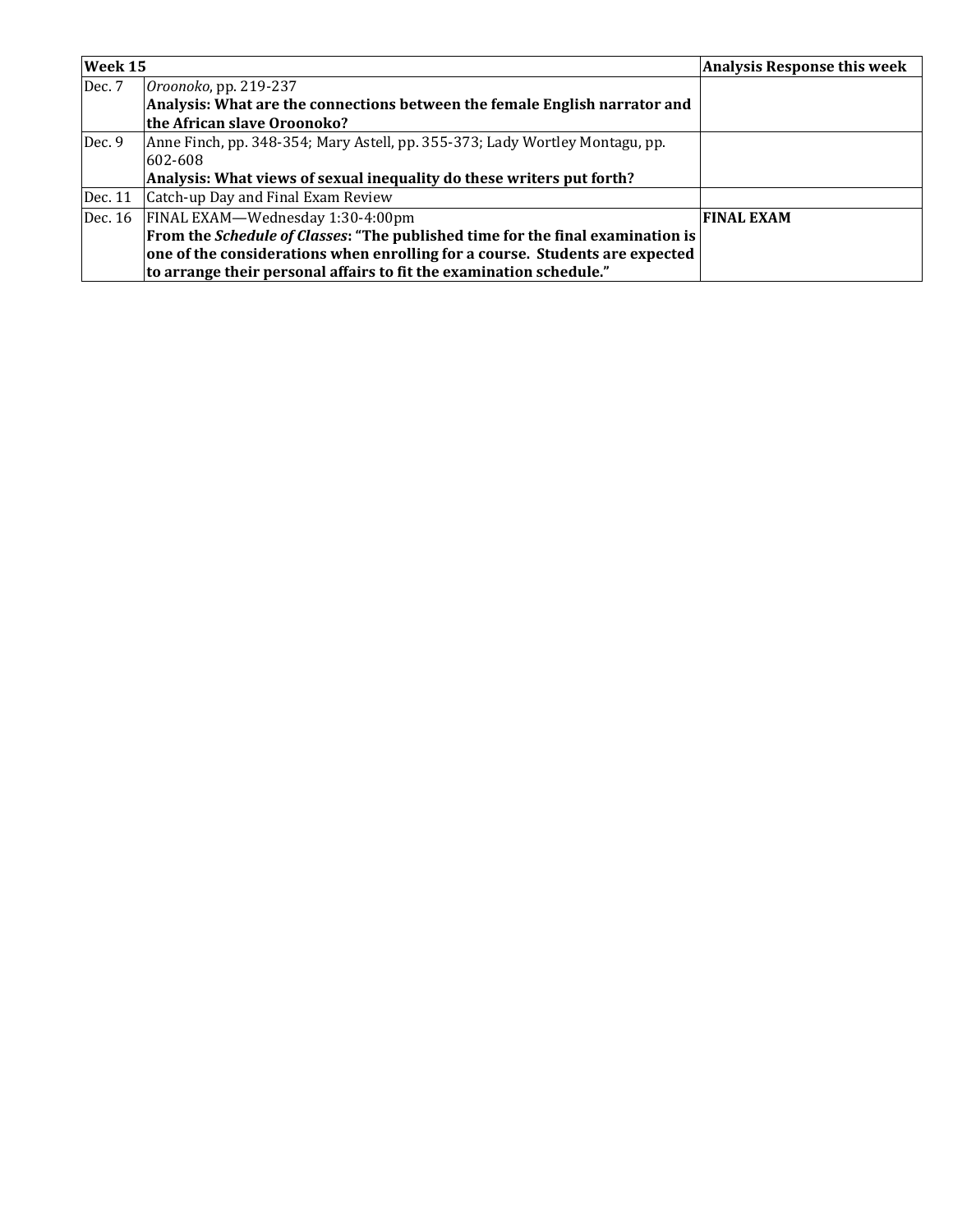| Week 15 | | Analysis Response this week |
|---|---|---|
| Dec. 7 | *Oroonoko*, pp. 219-237<br>**Analysis: What are the connections between the female English narrator and the African slave Oroonoko?** | |
| Dec. 9 | Anne Finch, pp. 348-354; Mary Astell, pp. 355-373; Lady Wortley Montagu, pp. 602-608<br>**Analysis: What views of sexual inequality do these writers put forth?** | |
| Dec. 11 | Catch-up Day and Final Exam Review | |
| Dec. 16 | FINAL EXAM—Wednesday 1:30-4:00pm<br>**From the *Schedule of Classes*: "The published time for the final examination is one of the considerations when enrolling for a course. Students are expected to arrange their personal affairs to fit the examination schedule."** | **FINAL EXAM** |